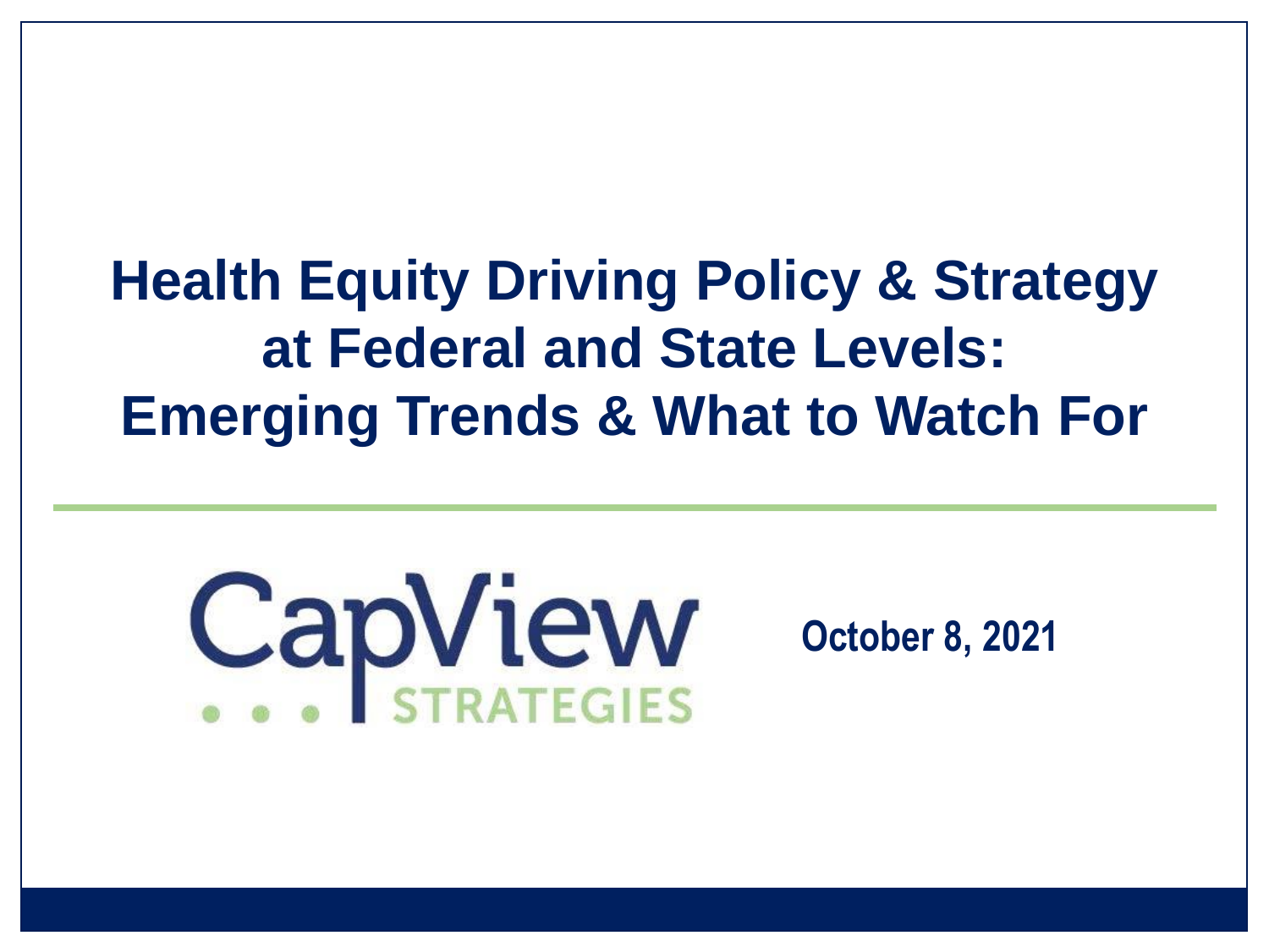# Health Equity Driving Policy & Strategy at Federal and State Levels: Emerging Trends & What to Watch For

CapView STRATEGIES

**October 8, 2021**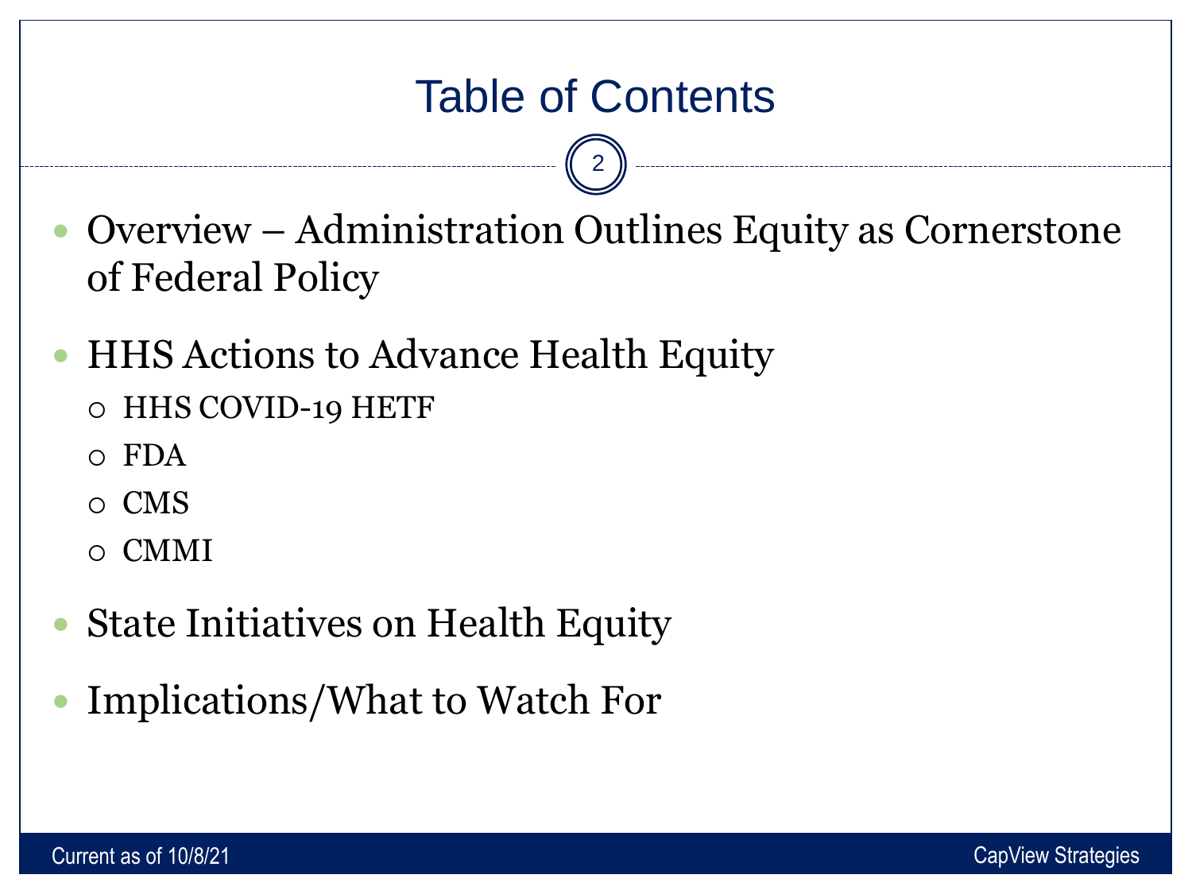# Table of Contents

- Overview – Administration Outlines Equity as Cornerstone of Federal Policy
- HHS Actions to Advance Health Equity
  - HHS COVID-19 HETF
  - FDA
  - CMS
  - CMMI
- State Initiatives on Health Equity
- Implications/What to Watch For

Current as of 10/8/21

CapView Strategies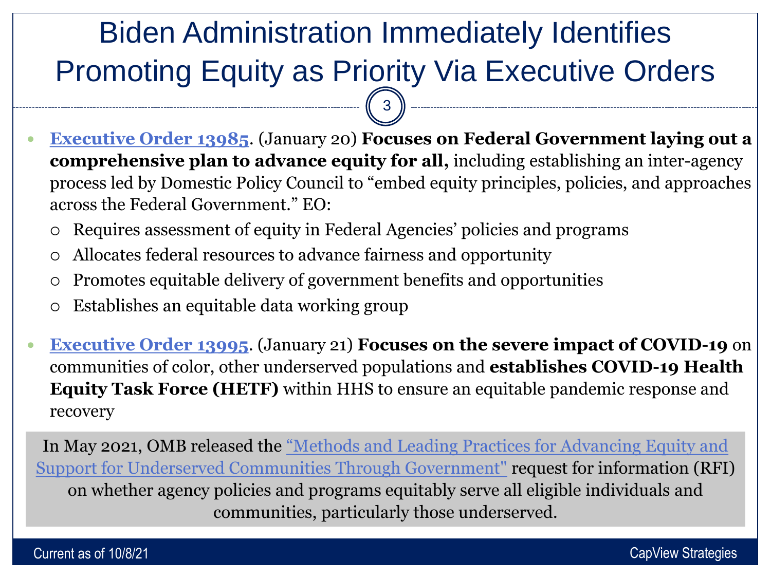# Biden Administration Immediately Identifies Promoting Equity as Priority Via Executive Orders

- **Executive Order 13985**. (January 20) **Focuses on Federal Government laying out a comprehensive plan to advance equity for all,** including establishing an inter-agency process led by Domestic Policy Council to "embed equity principles, policies, and approaches across the Federal Government." EO:
  - Requires assessment of equity in Federal Agencies' policies and programs
  - Allocates federal resources to advance fairness and opportunity
  - Promotes equitable delivery of government benefits and opportunities
  - Establishes an equitable data working group

- **Executive Order 13995**. (January 21) **Focuses on the severe impact of COVID-19** on communities of color, other underserved populations and **establishes COVID-19 Health Equity Task Force (HETF)** within HHS to ensure an equitable pandemic response and recovery

In May 2021, OMB released the "Methods and Leading Practices for Advancing Equity and Support for Underserved Communities Through Government" request for information (RFI) on whether agency policies and programs equitably serve all eligible individuals and communities, particularly those underserved.

Current as of 10/8/21

CapView Strategies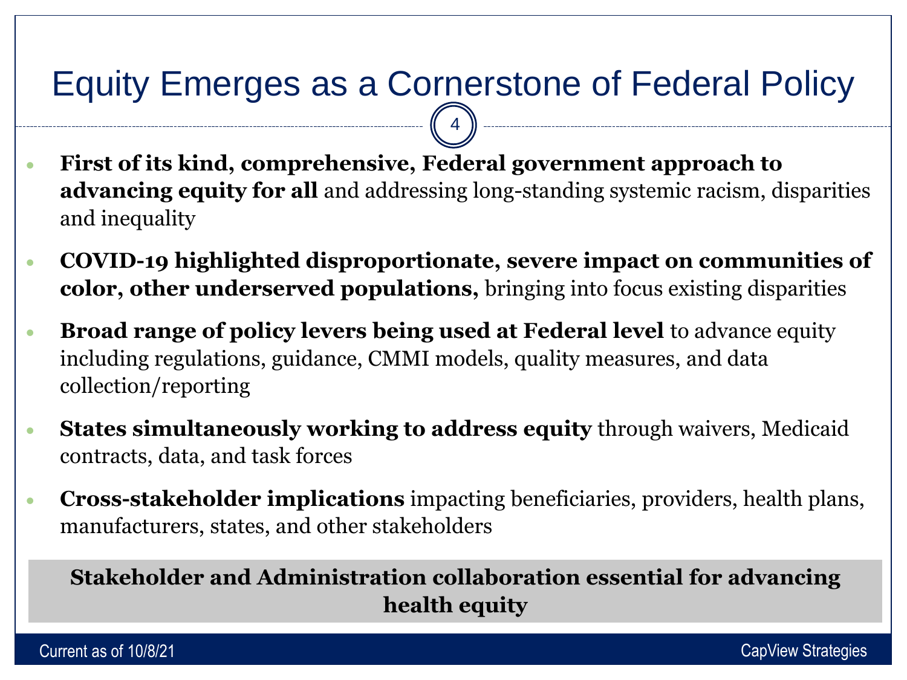# Equity Emerges as a Cornerstone of Federal Policy

- **First of its kind, comprehensive, Federal government approach to advancing equity for all** and addressing long-standing systemic racism, disparities and inequality
- **COVID-19 highlighted disproportionate, severe impact on communities of color, other underserved populations,** bringing into focus existing disparities
- **Broad range of policy levers being used at Federal level** to advance equity including regulations, guidance, CMMI models, quality measures, and data collection/reporting
- **States simultaneously working to address equity** through waivers, Medicaid contracts, data, and task forces
- **Cross-stakeholder implications** impacting beneficiaries, providers, health plans, manufacturers, states, and other stakeholders

**Stakeholder and Administration collaboration essential for advancing health equity**

Current as of 10/8/21

CapView Strategies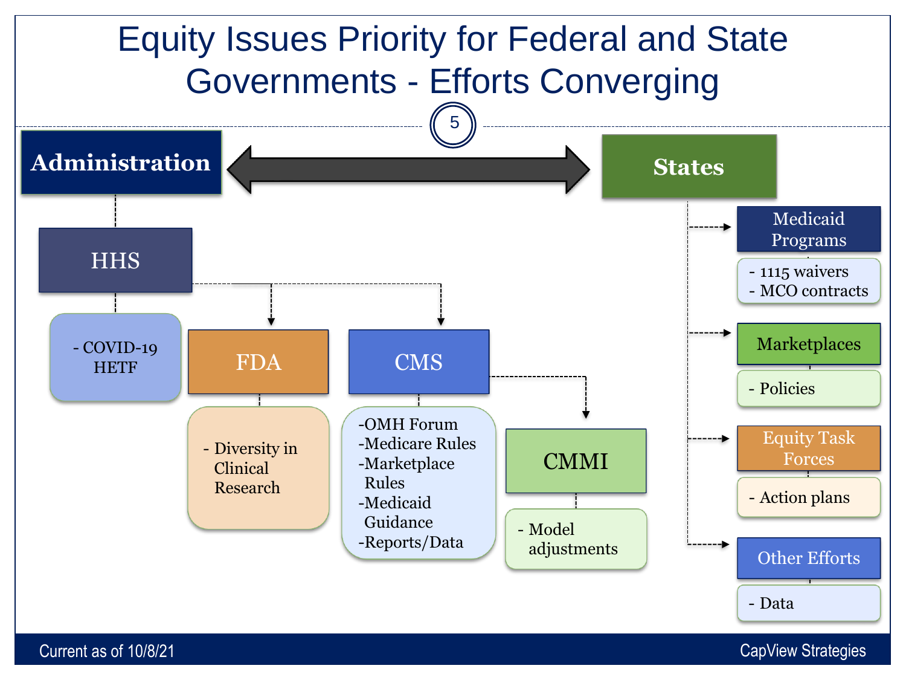# Equity Issues Priority for Federal and State Governments - Efforts Converging

## Administration

- **HHS**
  - COVID-19 HETF
  - **FDA**
    - Diversity in Clinical Research
  - **CMS**
    - OMH Forum
    - Medicare Rules
    - Marketplace Rules
    - Medicaid Guidance
    - Reports/Data
    - **CMMI**
      - Model adjustments

## States

- **Medicaid Programs**
  - 1115 waivers
  - MCO contracts
- **Marketplaces**
  - Policies
- **Equity Task Forces**
  - Action plans
- **Other Efforts**
  - Data

Current as of 10/8/21

CapView Strategies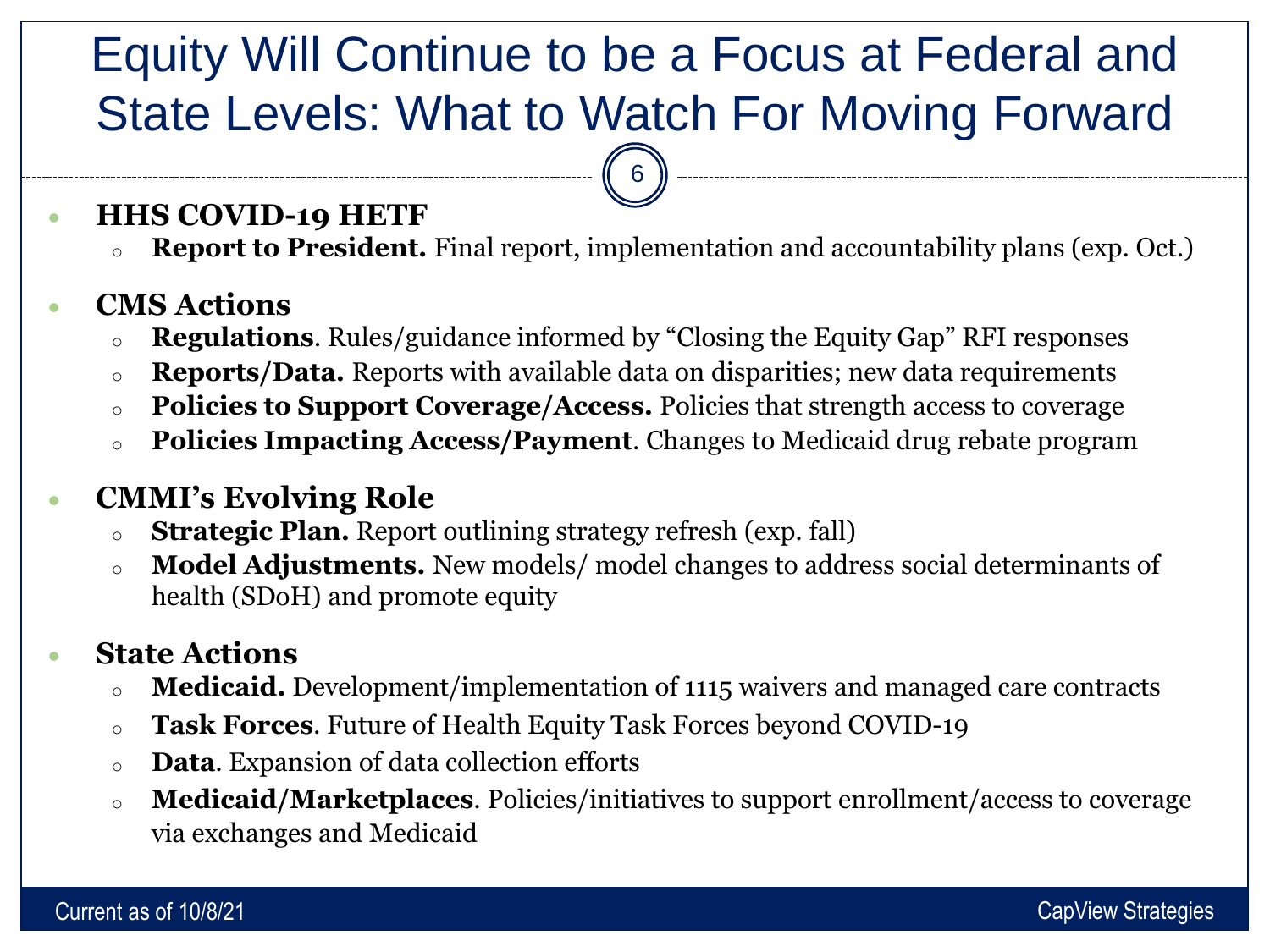# Equity Will Continue to be a Focus at Federal and State Levels: What to Watch For Moving Forward

- **HHS COVID-19 HETF**
  - **Report to President.** Final report, implementation and accountability plans (exp. Oct.)
- **CMS Actions**
  - **Regulations**. Rules/guidance informed by "Closing the Equity Gap" RFI responses
  - **Reports/Data.** Reports with available data on disparities; new data requirements
  - **Policies to Support Coverage/Access.** Policies that strength access to coverage
  - **Policies Impacting Access/Payment**. Changes to Medicaid drug rebate program
- **CMMI's Evolving Role**
  - **Strategic Plan.** Report outlining strategy refresh (exp. fall)
  - **Model Adjustments.** New models/ model changes to address social determinants of health (SDoH) and promote equity
- **State Actions**
  - **Medicaid.** Development/implementation of 1115 waivers and managed care contracts
  - **Task Forces**. Future of Health Equity Task Forces beyond COVID-19
  - **Data**. Expansion of data collection efforts
  - **Medicaid/Marketplaces**. Policies/initiatives to support enrollment/access to coverage via exchanges and Medicaid

Current as of 10/8/21

CapView Strategies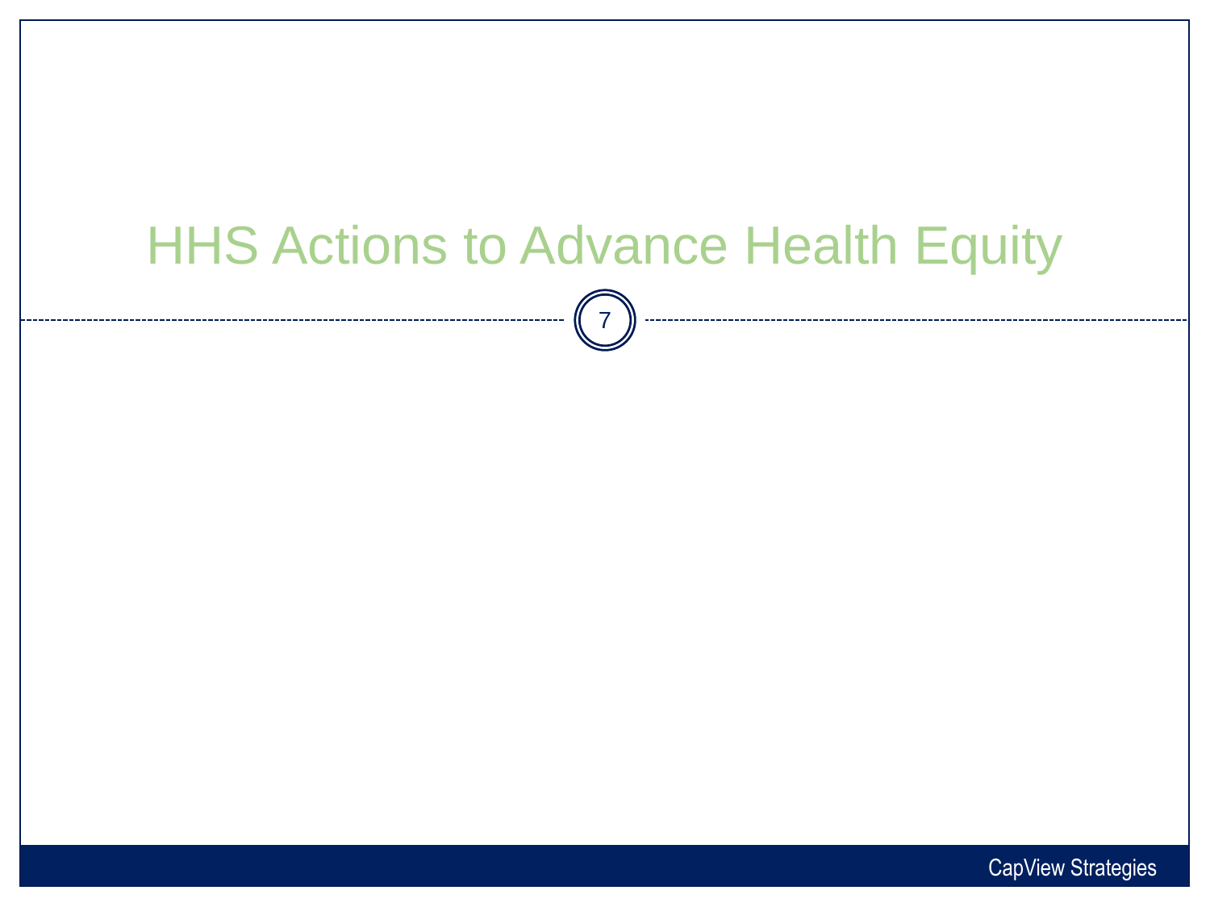# HHS Actions to Advance Health Equity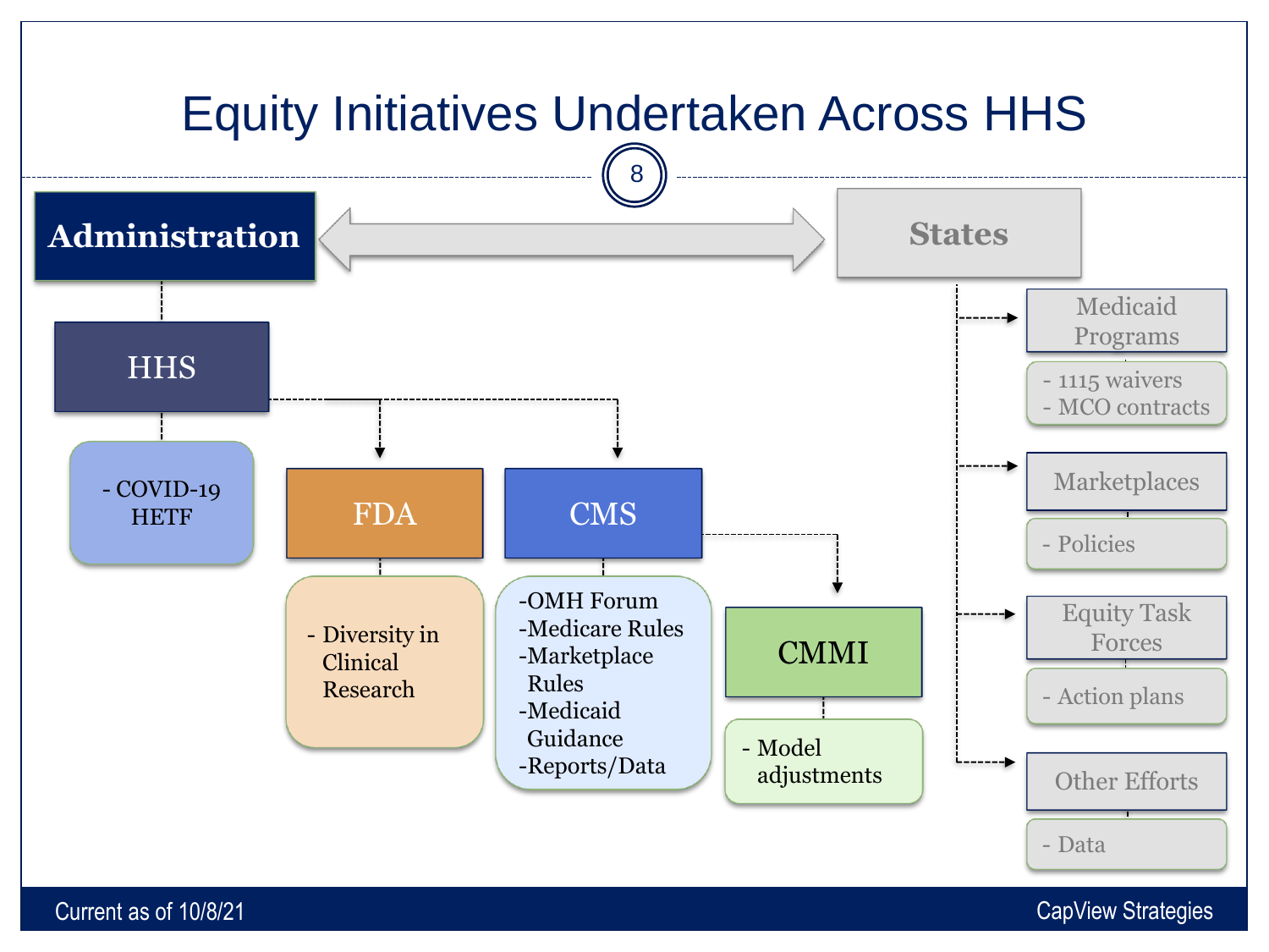# Equity Initiatives Undertaken Across HHS

**Administration** ⟷ **States**

## Administration

- **HHS**
  - COVID-19 HETF
  - **FDA**
    - Diversity in Clinical Research
  - **CMS**
    - OMH Forum
    - Medicare Rules
    - Marketplace Rules
    - Medicaid Guidance
    - Reports/Data
    - **CMMI**
      - Model adjustments

## States

- **Medicaid Programs**
  - 1115 waivers
  - MCO contracts
- **Marketplaces**
  - Policies
- **Equity Task Forces**
  - Action plans
- **Other Efforts**
  - Data

Current as of 10/8/21

CapView Strategies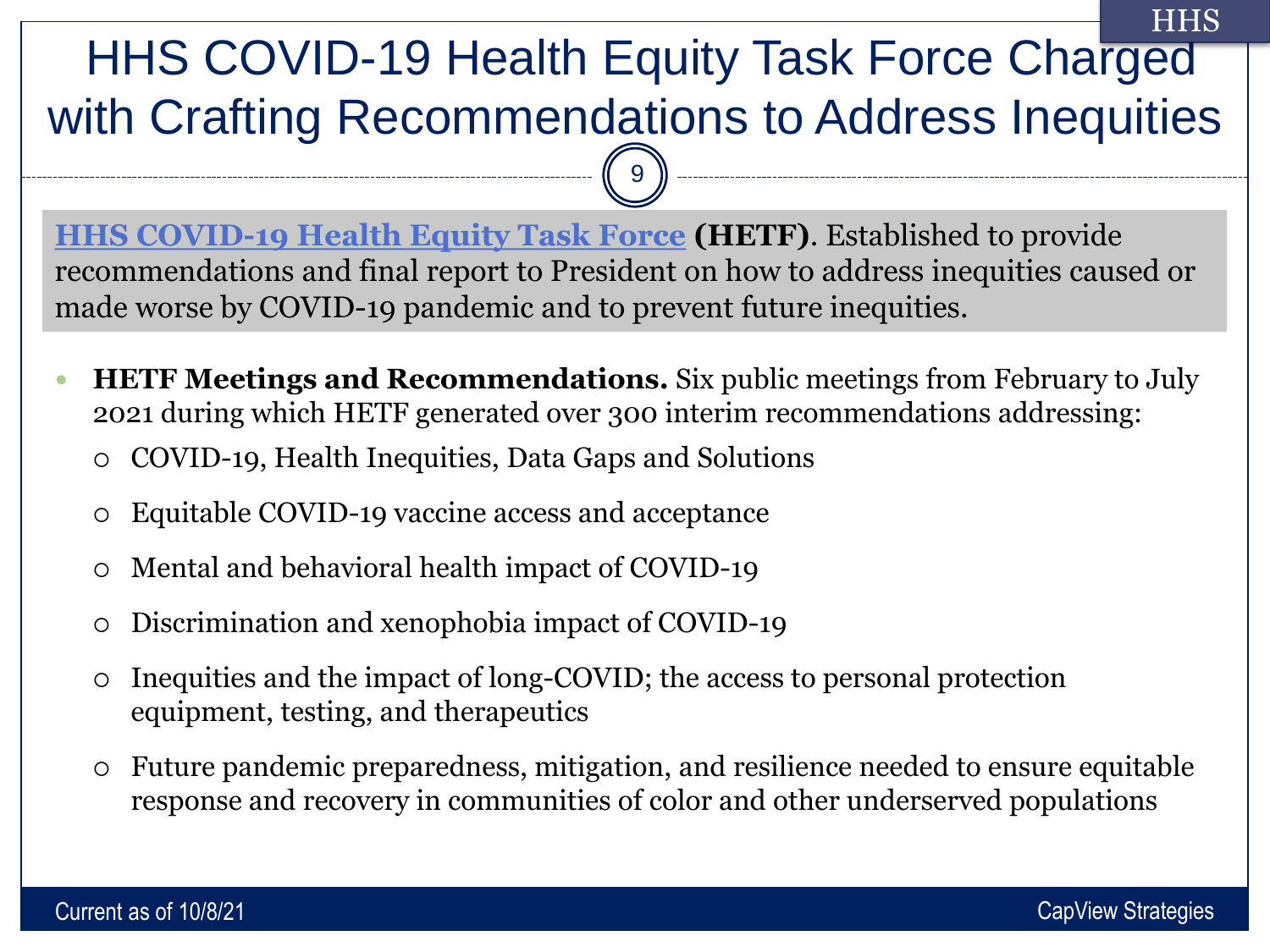# HHS COVID-19 Health Equity Task Force Charged with Crafting Recommendations to Address Inequities

**HHS COVID-19 Health Equity Task Force** **(HETF)**. Established to provide recommendations and final report to President on how to address inequities caused or made worse by COVID-19 pandemic and to prevent future inequities.

- **HETF Meetings and Recommendations.** Six public meetings from February to July 2021 during which HETF generated over 300 interim recommendations addressing:
  - COVID-19, Health Inequities, Data Gaps and Solutions
  - Equitable COVID-19 vaccine access and acceptance
  - Mental and behavioral health impact of COVID-19
  - Discrimination and xenophobia impact of COVID-19
  - Inequities and the impact of long-COVID; the access to personal protection equipment, testing, and therapeutics
  - Future pandemic preparedness, mitigation, and resilience needed to ensure equitable response and recovery in communities of color and other underserved populations

Current as of 10/8/21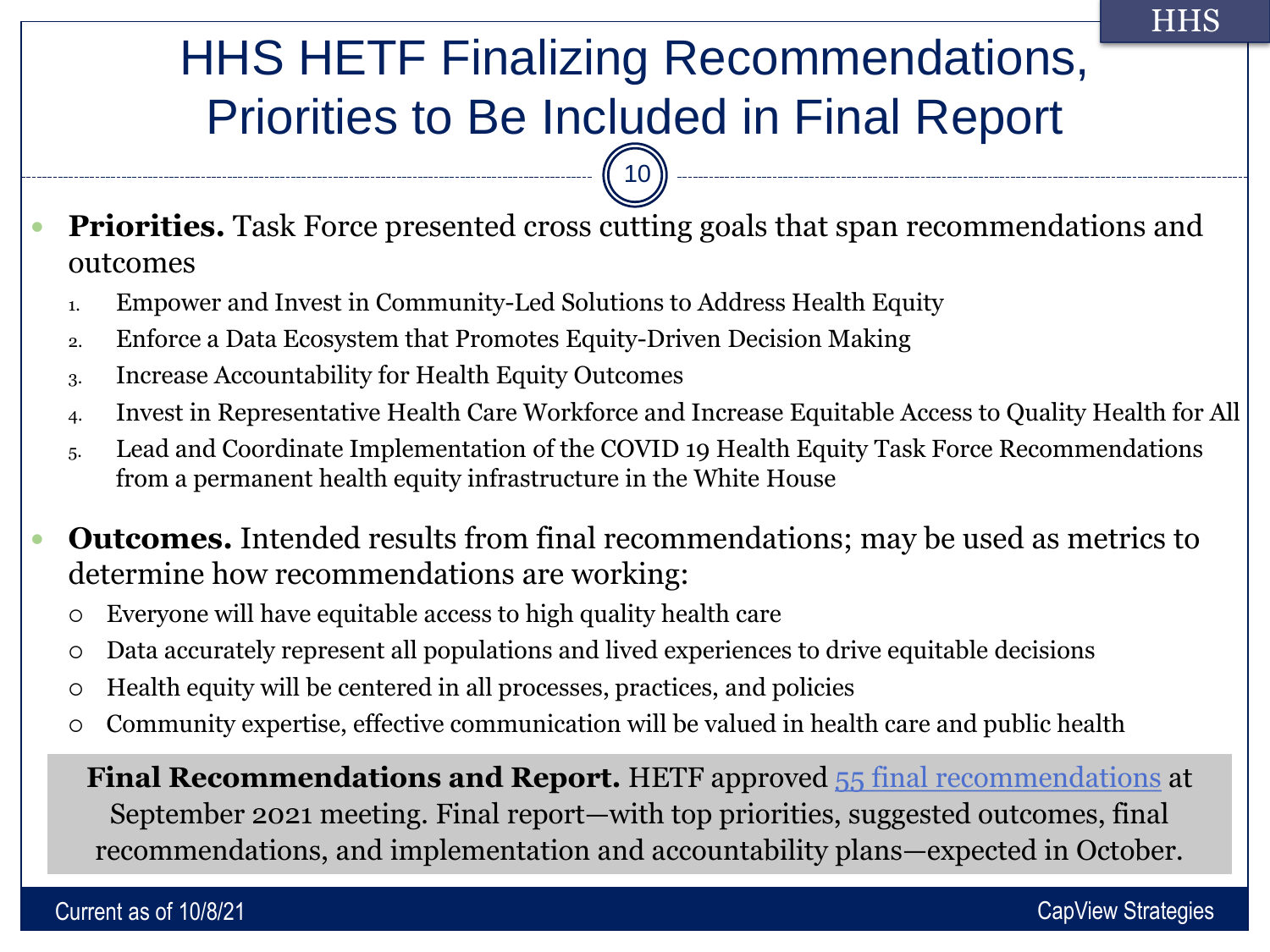# HHS HETF Finalizing Recommendations, Priorities to Be Included in Final Report

- **Priorities.** Task Force presented cross cutting goals that span recommendations and outcomes
  1. Empower and Invest in Community-Led Solutions to Address Health Equity
  2. Enforce a Data Ecosystem that Promotes Equity-Driven Decision Making
  3. Increase Accountability for Health Equity Outcomes
  4. Invest in Representative Health Care Workforce and Increase Equitable Access to Quality Health for All
  5. Lead and Coordinate Implementation of the COVID 19 Health Equity Task Force Recommendations from a permanent health equity infrastructure in the White House

- **Outcomes.** Intended results from final recommendations; may be used as metrics to determine how recommendations are working:
  - Everyone will have equitable access to high quality health care
  - Data accurately represent all populations and lived experiences to drive equitable decisions
  - Health equity will be centered in all processes, practices, and policies
  - Community expertise, effective communication will be valued in health care and public health

**Final Recommendations and Report.** HETF approved 55 final recommendations at September 2021 meeting. Final report—with top priorities, suggested outcomes, final recommendations, and implementation and accountability plans—expected in October.

Current as of 10/8/21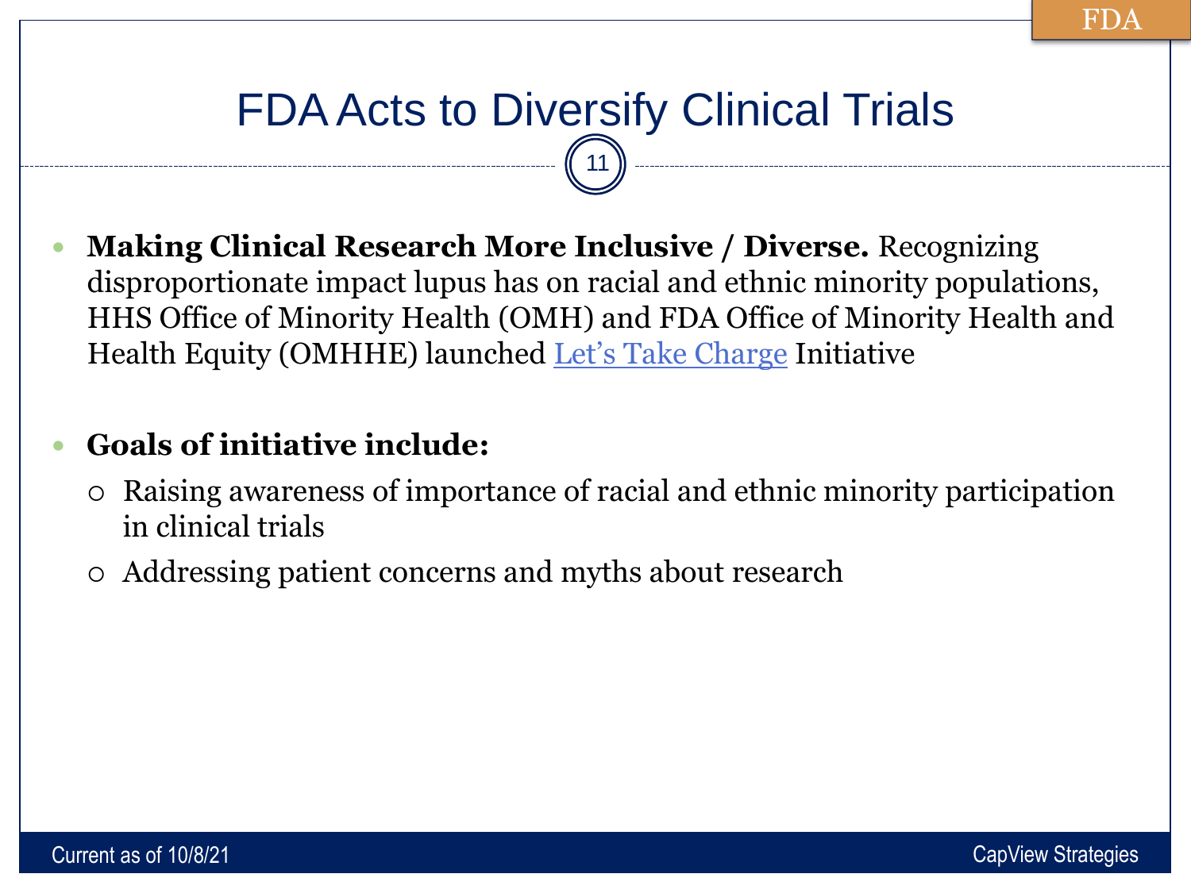# FDA Acts to Diversify Clinical Trials

- **Making Clinical Research More Inclusive / Diverse.** Recognizing disproportionate impact lupus has on racial and ethnic minority populations, HHS Office of Minority Health (OMH) and FDA Office of Minority Health and Health Equity (OMHHE) launched Let's Take Charge Initiative

- **Goals of initiative include:**
  - Raising awareness of importance of racial and ethnic minority participation in clinical trials
  - Addressing patient concerns and myths about research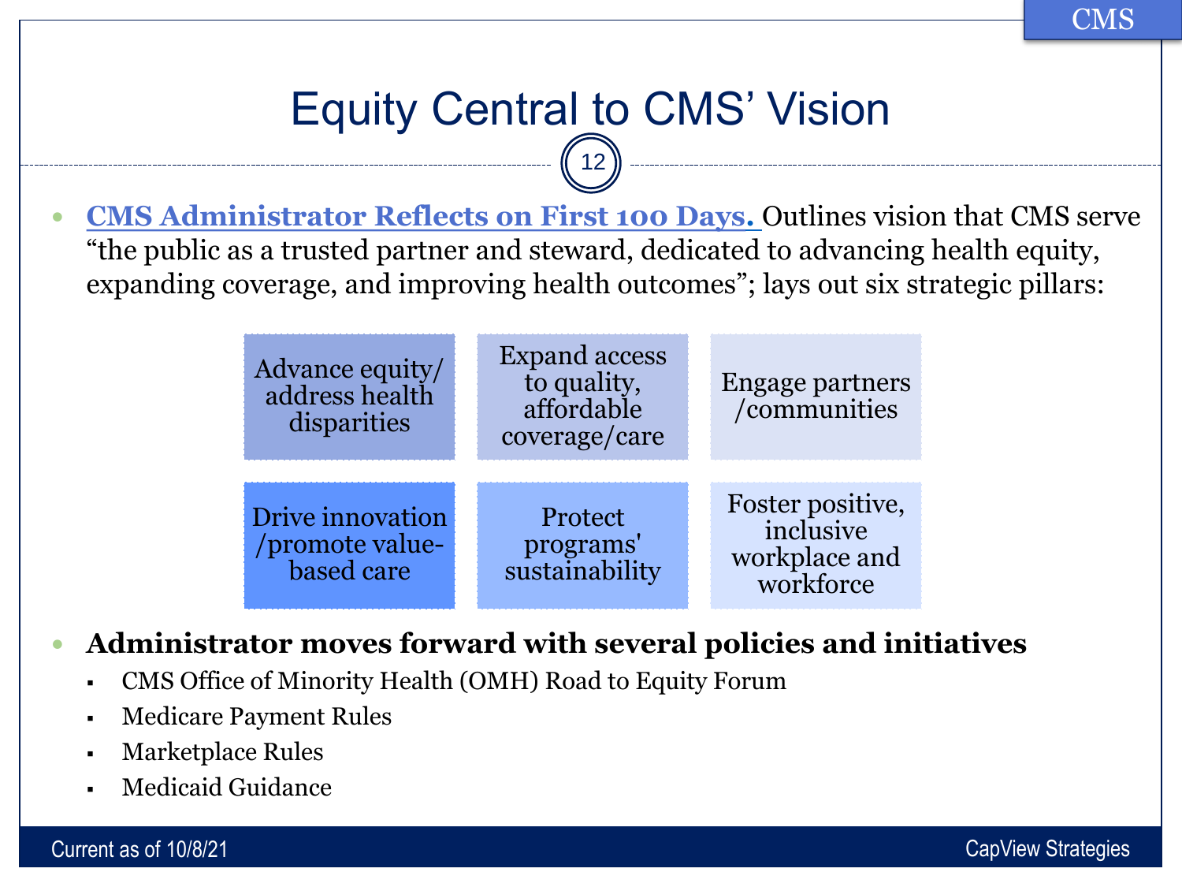# Equity Central to CMS' Vision

- **CMS Administrator Reflects on First 100 Days.** Outlines vision that CMS serve "the public as a trusted partner and steward, dedicated to advancing health equity, expanding coverage, and improving health outcomes"; lays out six strategic pillars:

| | | |
|---|---|---|
| Advance equity/ address health disparities | Expand access to quality, affordable coverage/care | Engage partners /communities |
| Drive innovation /promote value-based care | Protect programs' sustainability | Foster positive, inclusive workplace and workforce |

- **Administrator moves forward with several policies and initiatives**
  - CMS Office of Minority Health (OMH) Road to Equity Forum
  - Medicare Payment Rules
  - Marketplace Rules
  - Medicaid Guidance

Current as of 10/8/21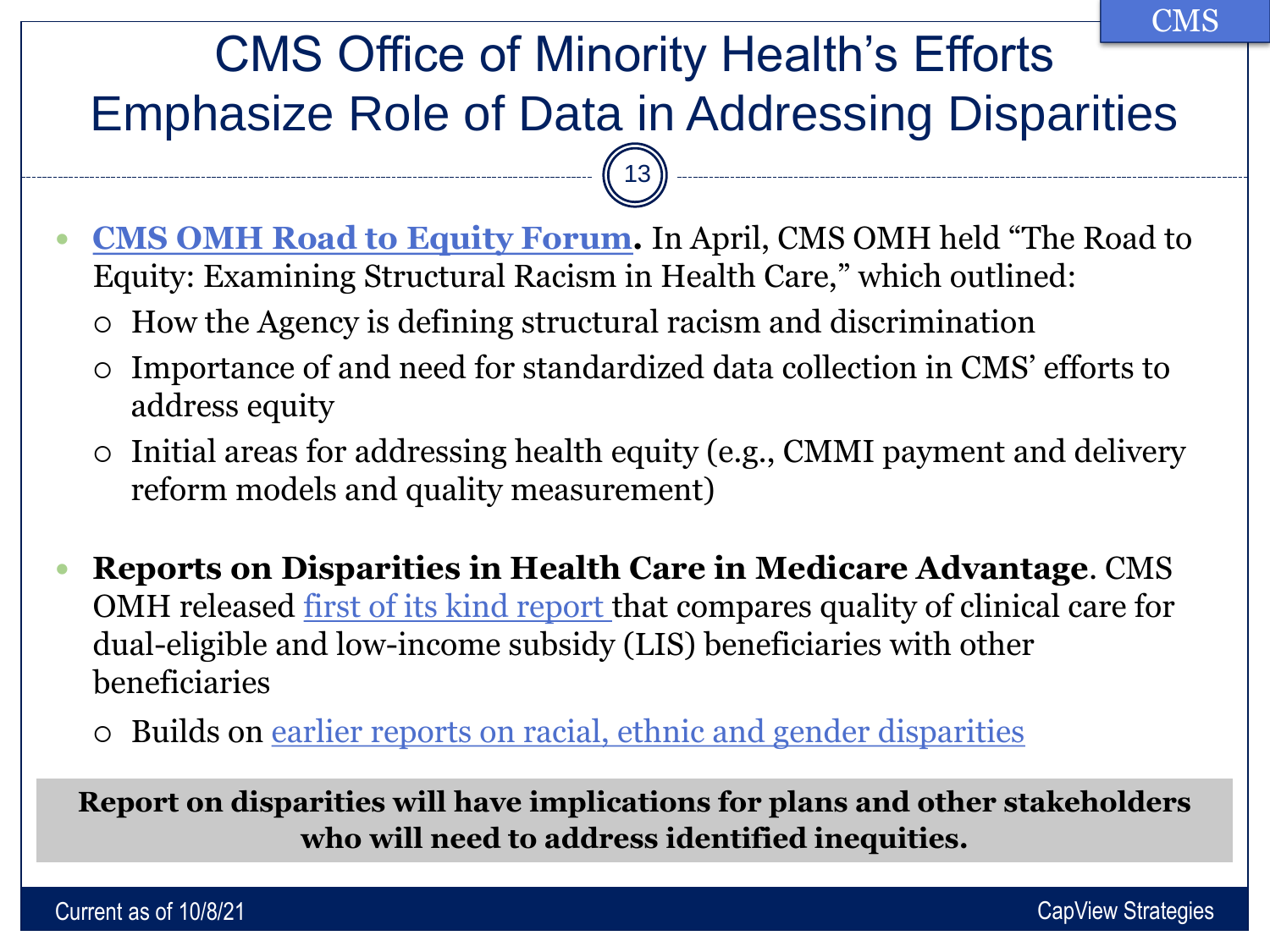# CMS Office of Minority Health's Efforts Emphasize Role of Data in Addressing Disparities

- **CMS OMH Road to Equity Forum.** In April, CMS OMH held "The Road to Equity: Examining Structural Racism in Health Care," which outlined:
  - How the Agency is defining structural racism and discrimination
  - Importance of and need for standardized data collection in CMS' efforts to address equity
  - Initial areas for addressing health equity (e.g., CMMI payment and delivery reform models and quality measurement)

- **Reports on Disparities in Health Care in Medicare Advantage**. CMS OMH released first of its kind report that compares quality of clinical care for dual-eligible and low-income subsidy (LIS) beneficiaries with other beneficiaries
  - Builds on earlier reports on racial, ethnic and gender disparities

**Report on disparities will have implications for plans and other stakeholders who will need to address identified inequities.**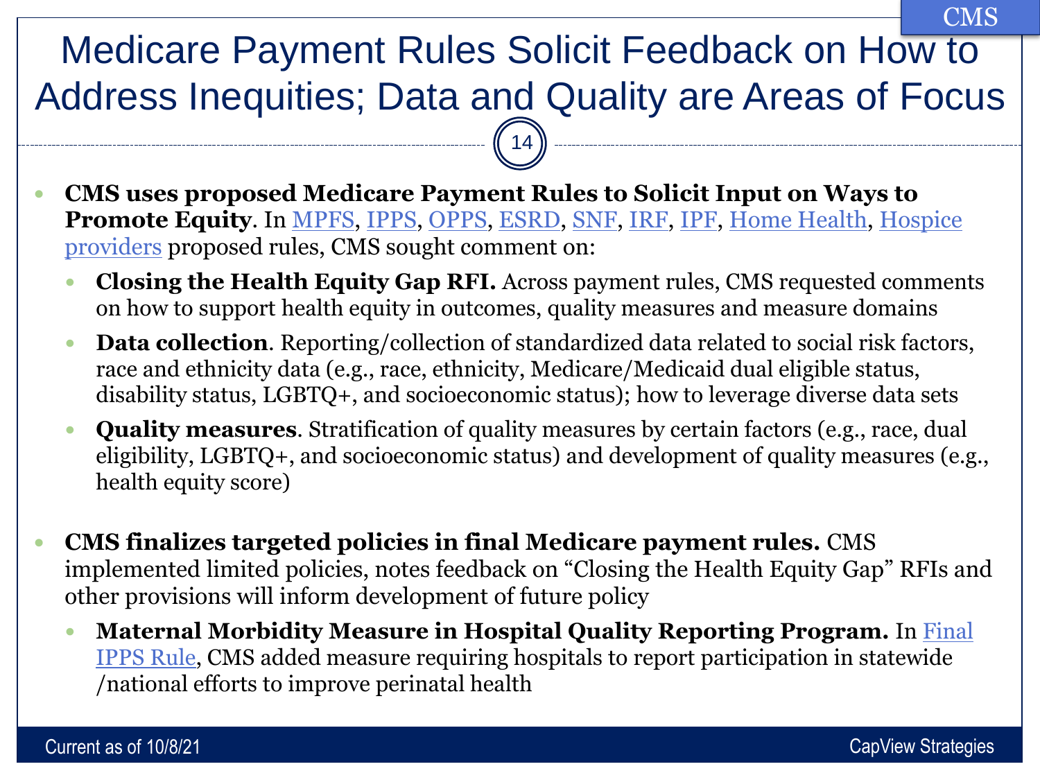# Medicare Payment Rules Solicit Feedback on How to Address Inequities; Data and Quality are Areas of Focus

- **CMS uses proposed Medicare Payment Rules to Solicit Input on Ways to Promote Equity**. In MPFS, IPPS, OPPS, ESRD, SNF, IRF, IPF, Home Health, Hospice providers proposed rules, CMS sought comment on:
  - **Closing the Health Equity Gap RFI.** Across payment rules, CMS requested comments on how to support health equity in outcomes, quality measures and measure domains
  - **Data collection**. Reporting/collection of standardized data related to social risk factors, race and ethnicity data (e.g., race, ethnicity, Medicare/Medicaid dual eligible status, disability status, LGBTQ+, and socioeconomic status); how to leverage diverse data sets
  - **Quality measures**. Stratification of quality measures by certain factors (e.g., race, dual eligibility, LGBTQ+, and socioeconomic status) and development of quality measures (e.g., health equity score)

- **CMS finalizes targeted policies in final Medicare payment rules.** CMS implemented limited policies, notes feedback on "Closing the Health Equity Gap" RFIs and other provisions will inform development of future policy
  - **Maternal Morbidity Measure in Hospital Quality Reporting Program.** In Final IPPS Rule, CMS added measure requiring hospitals to report participation in statewide /national efforts to improve perinatal health

Current as of 10/8/21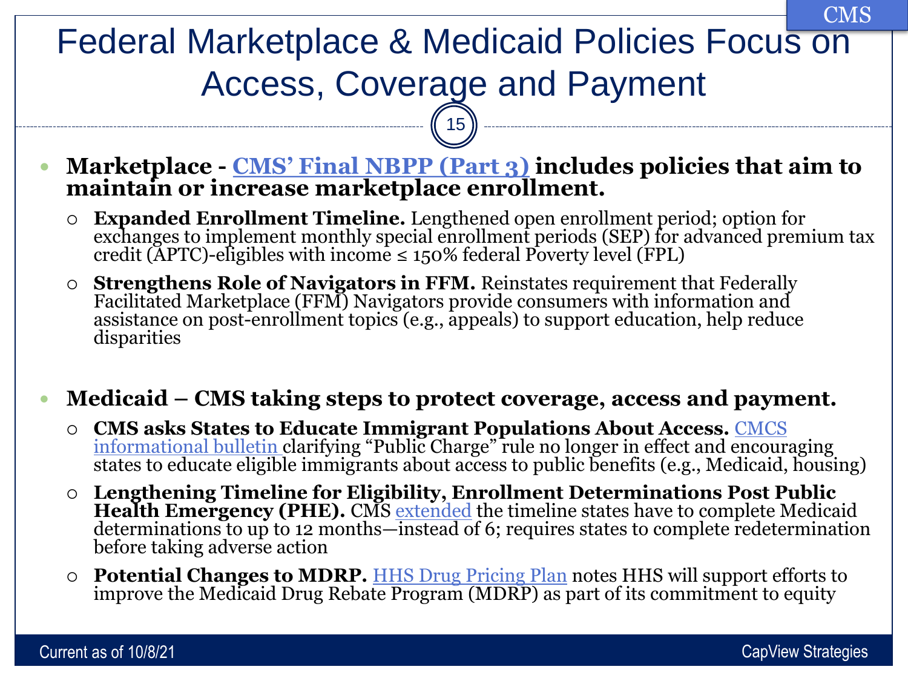# Federal Marketplace & Medicaid Policies Focus on Access, Coverage and Payment

- **Marketplace - CMS' Final NBPP (Part 3) includes policies that aim to maintain or increase marketplace enrollment.**
  - **Expanded Enrollment Timeline.** Lengthened open enrollment period; option for exchanges to implement monthly special enrollment periods (SEP) for advanced premium tax credit (APTC)-eligibles with income ≤ 150% federal Poverty level (FPL)
  - **Strengthens Role of Navigators in FFM.** Reinstates requirement that Federally Facilitated Marketplace (FFM) Navigators provide consumers with information and assistance on post-enrollment topics (e.g., appeals) to support education, help reduce disparities

- **Medicaid – CMS taking steps to protect coverage, access and payment.**
  - **CMS asks States to Educate Immigrant Populations About Access.** CMCS informational bulletin clarifying "Public Charge" rule no longer in effect and encouraging states to educate eligible immigrants about access to public benefits (e.g., Medicaid, housing)
  - **Lengthening Timeline for Eligibility, Enrollment Determinations Post Public Health Emergency (PHE).** CMS extended the timeline states have to complete Medicaid determinations to up to 12 months—instead of 6; requires states to complete redetermination before taking adverse action
  - **Potential Changes to MDRP.** HHS Drug Pricing Plan notes HHS will support efforts to improve the Medicaid Drug Rebate Program (MDRP) as part of its commitment to equity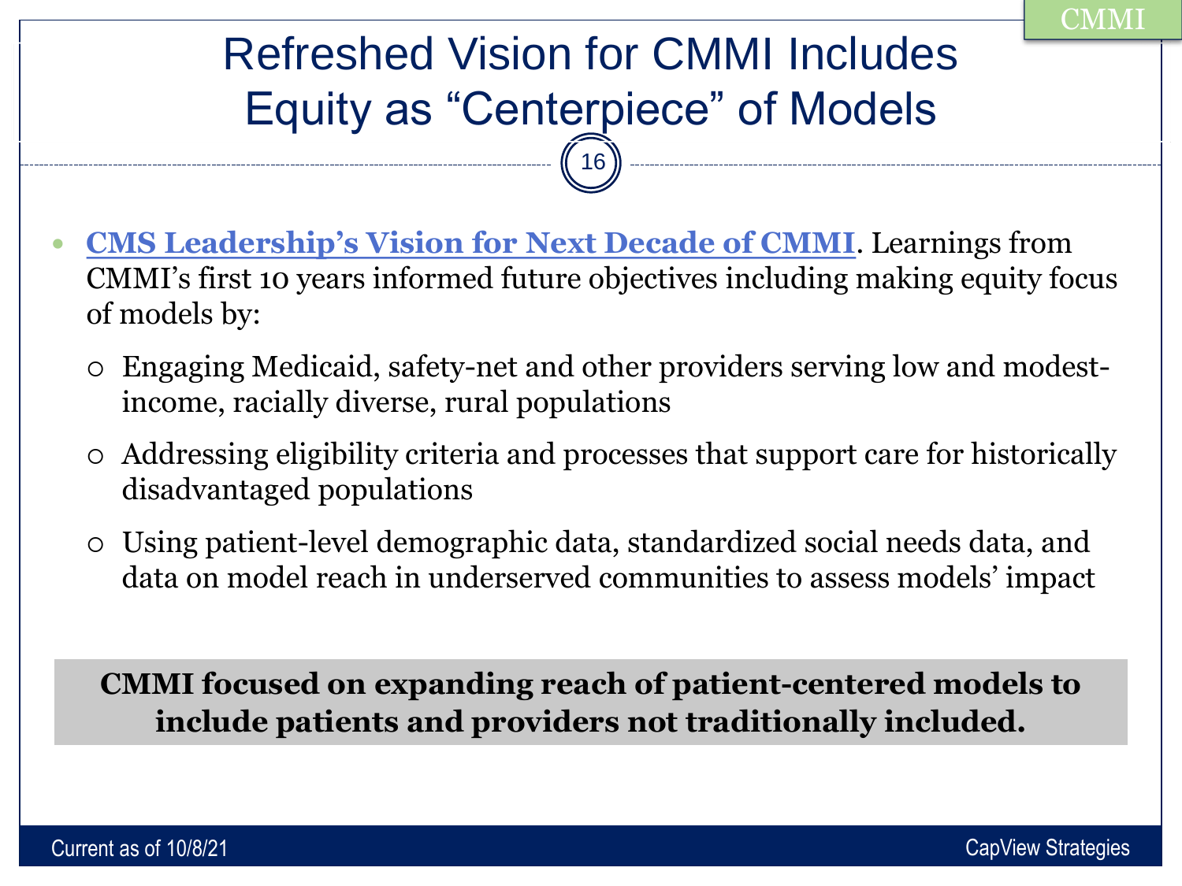# Refreshed Vision for CMMI Includes Equity as "Centerpiece" of Models

- **CMS Leadership's Vision for Next Decade of CMMI**. Learnings from CMMI's first 10 years informed future objectives including making equity focus of models by:
  - Engaging Medicaid, safety-net and other providers serving low and modest-income, racially diverse, rural populations
  - Addressing eligibility criteria and processes that support care for historically disadvantaged populations
  - Using patient-level demographic data, standardized social needs data, and data on model reach in underserved communities to assess models' impact

**CMMI focused on expanding reach of patient-centered models to include patients and providers not traditionally included.**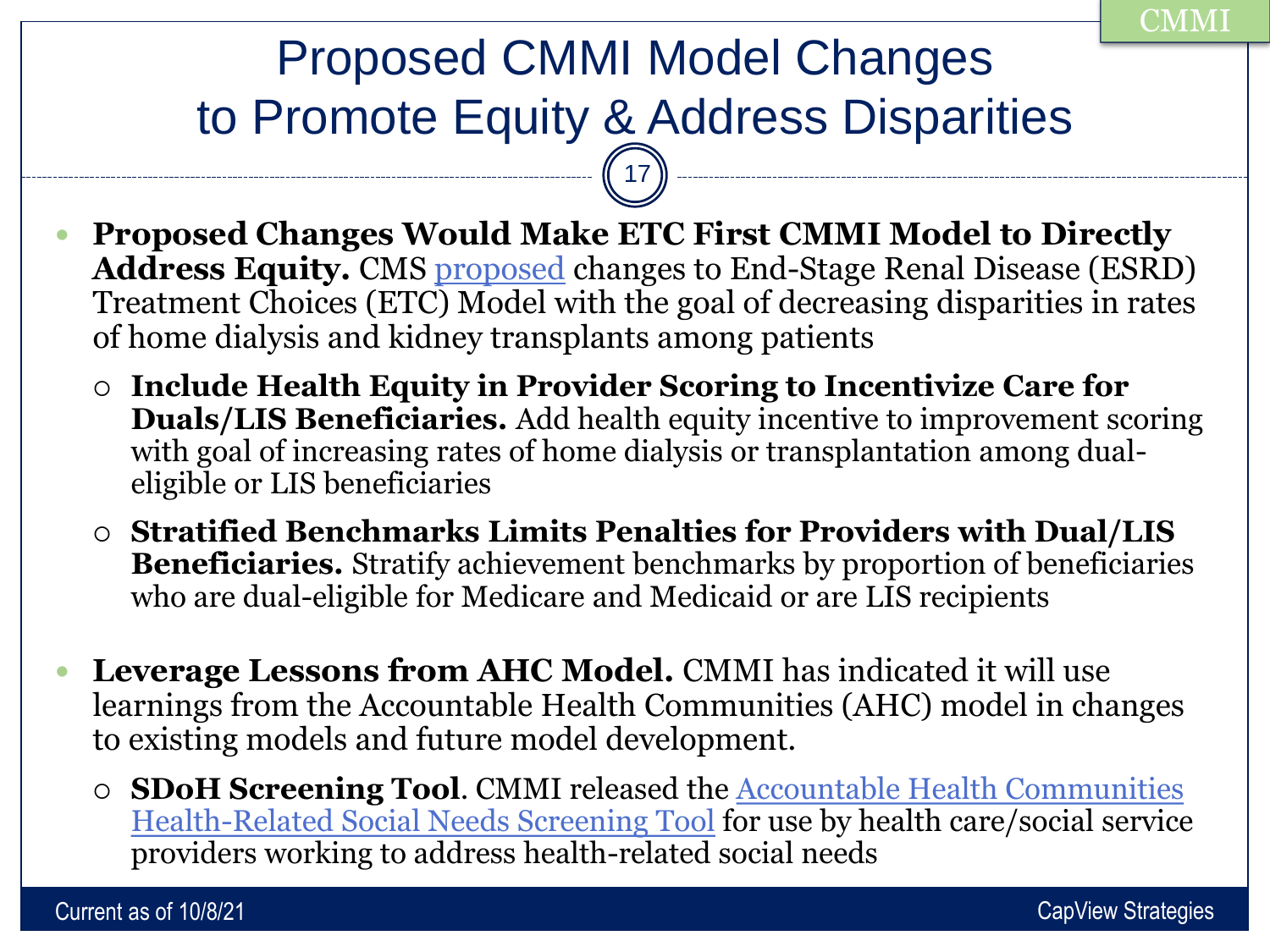# Proposed CMMI Model Changes to Promote Equity & Address Disparities

- **Proposed Changes Would Make ETC First CMMI Model to Directly Address Equity.** CMS proposed changes to End-Stage Renal Disease (ESRD) Treatment Choices (ETC) Model with the goal of decreasing disparities in rates of home dialysis and kidney transplants among patients
  - **Include Health Equity in Provider Scoring to Incentivize Care for Duals/LIS Beneficiaries.** Add health equity incentive to improvement scoring with goal of increasing rates of home dialysis or transplantation among dual-eligible or LIS beneficiaries
  - **Stratified Benchmarks Limits Penalties for Providers with Dual/LIS Beneficiaries.** Stratify achievement benchmarks by proportion of beneficiaries who are dual-eligible for Medicare and Medicaid or are LIS recipients

- **Leverage Lessons from AHC Model.** CMMI has indicated it will use learnings from the Accountable Health Communities (AHC) model in changes to existing models and future model development.
  - **SDoH Screening Tool**. CMMI released the Accountable Health Communities Health-Related Social Needs Screening Tool for use by health care/social service providers working to address health-related social needs

Current as of 10/8/21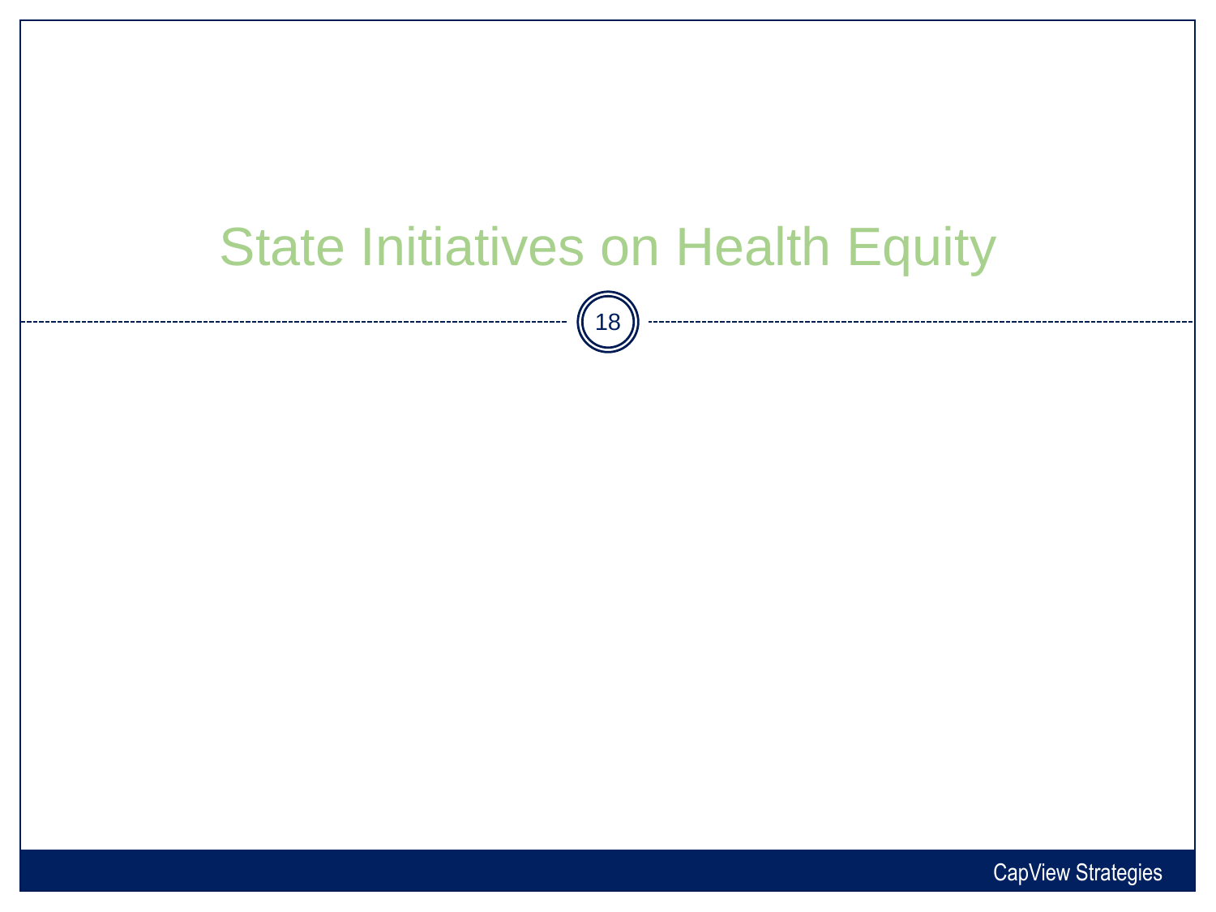# State Initiatives on Health Equity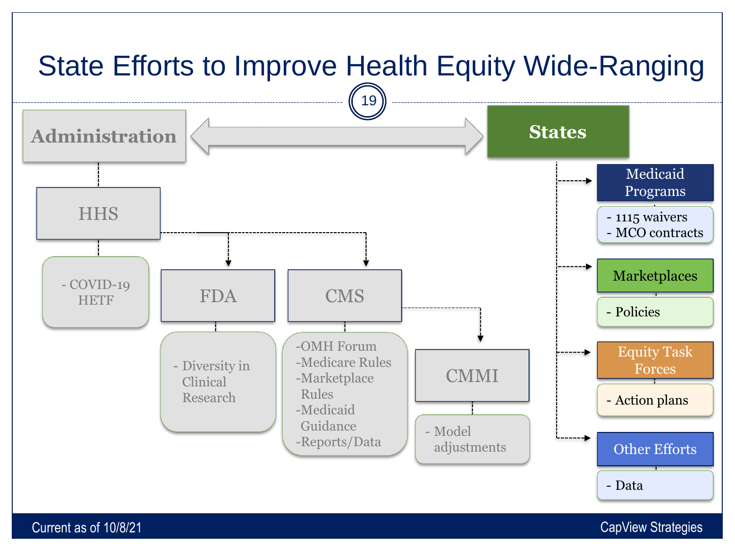# State Efforts to Improve Health Equity Wide-Ranging

**Administration** ⟷ **States**

## Administration

- **HHS**
  - COVID-19 HETF
  - **FDA**
    - Diversity in Clinical Research
  - **CMS**
    - OMH Forum
    - Medicare Rules
    - Marketplace Rules
    - Medicaid Guidance
    - Reports/Data
    - **CMMI**
      - Model adjustments

## States

- **Medicaid Programs**
  - 1115 waivers
  - MCO contracts
- **Marketplaces**
  - Policies
- **Equity Task Forces**
  - Action plans
- **Other Efforts**
  - Data

Current as of 10/8/21

CapView Strategies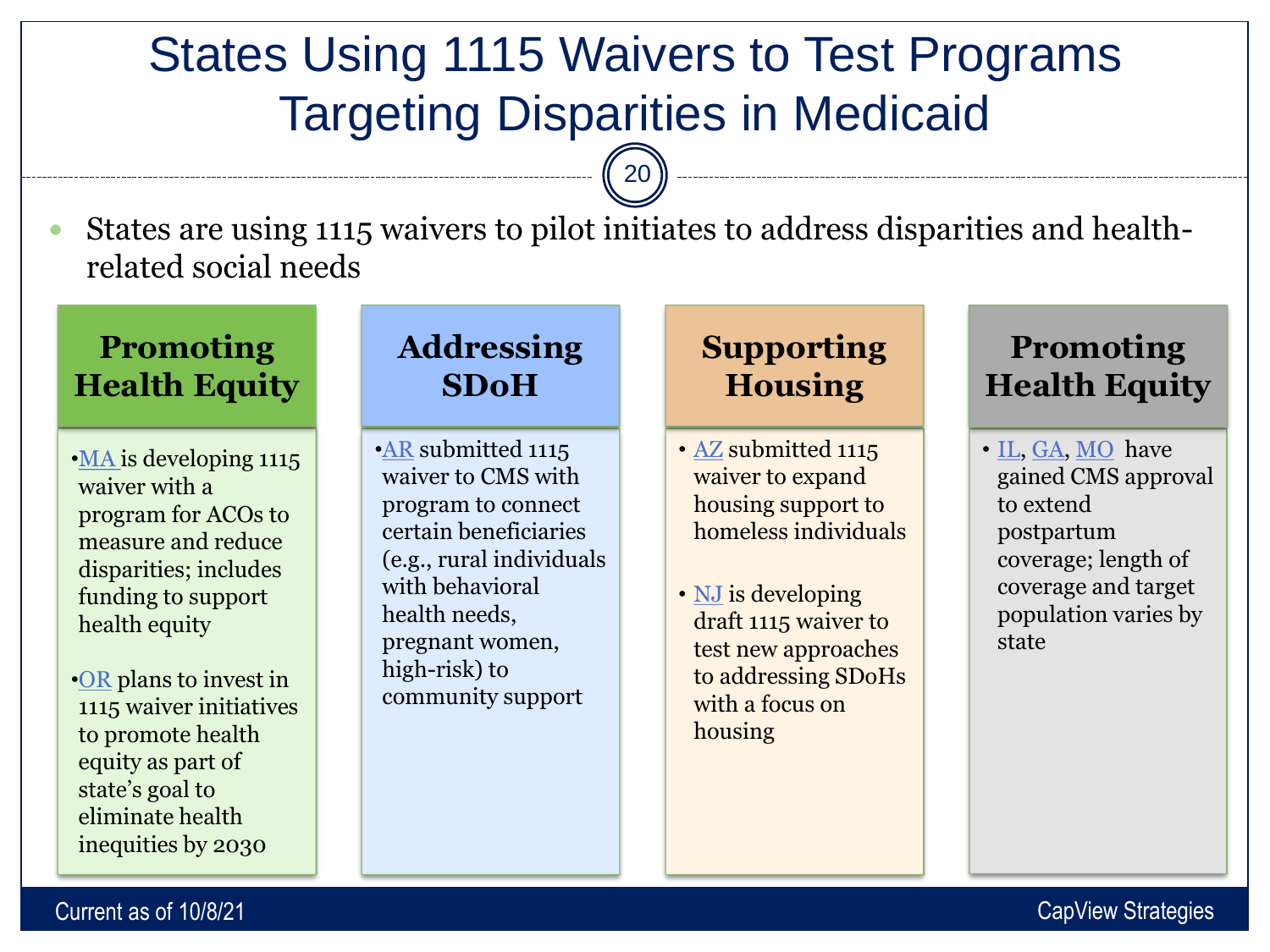# States Using 1115 Waivers to Test Programs Targeting Disparities in Medicaid

- States are using 1115 waivers to pilot initiates to address disparities and health-related social needs

## Promoting Health Equity

- MA is developing 1115 waiver with a program for ACOs to measure and reduce disparities; includes funding to support health equity
- OR plans to invest in 1115 waiver initiatives to promote health equity as part of state's goal to eliminate health inequities by 2030

## Addressing SDoH

- AR submitted 1115 waiver to CMS with program to connect certain beneficiaries (e.g., rural individuals with behavioral health needs, pregnant women, high-risk) to community support

## Supporting Housing

- AZ submitted 1115 waiver to expand housing support to homeless individuals
- NJ is developing draft 1115 waiver to test new approaches to addressing SDoHs with a focus on housing

## Promoting Health Equity

- IL, GA, MO have gained CMS approval to extend postpartum coverage; length of coverage and target population varies by state

Current as of 10/8/21

CapView Strategies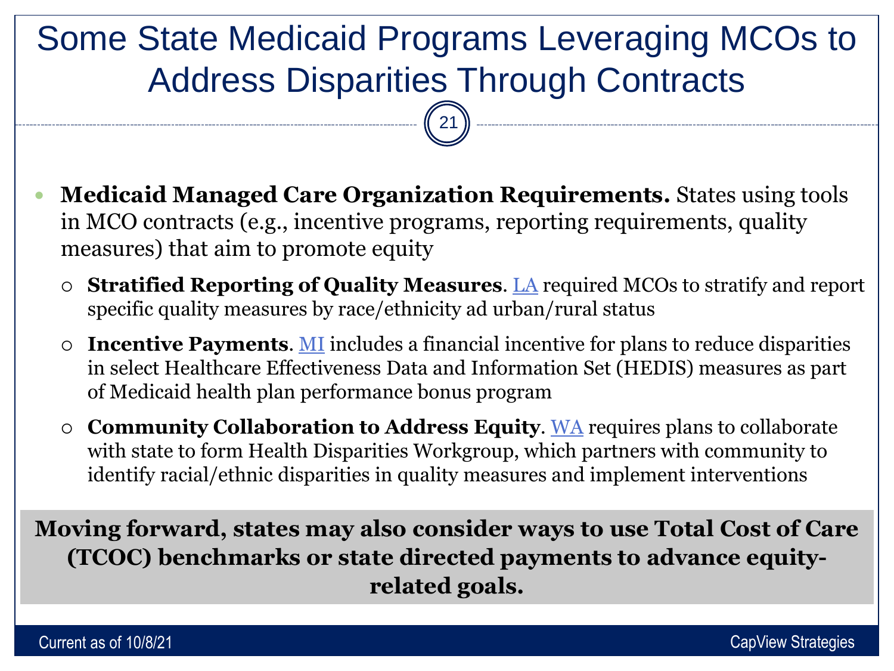# Some State Medicaid Programs Leveraging MCOs to Address Disparities Through Contracts

- **Medicaid Managed Care Organization Requirements.** States using tools in MCO contracts (e.g., incentive programs, reporting requirements, quality measures) that aim to promote equity
  - **Stratified Reporting of Quality Measures**. LA required MCOs to stratify and report specific quality measures by race/ethnicity ad urban/rural status
  - **Incentive Payments**. MI includes a financial incentive for plans to reduce disparities in select Healthcare Effectiveness Data and Information Set (HEDIS) measures as part of Medicaid health plan performance bonus program
  - **Community Collaboration to Address Equity**. WA requires plans to collaborate with state to form Health Disparities Workgroup, which partners with community to identify racial/ethnic disparities in quality measures and implement interventions

**Moving forward, states may also consider ways to use Total Cost of Care (TCOC) benchmarks or state directed payments to advance equity-related goals.**

Current as of 10/8/21

CapView Strategies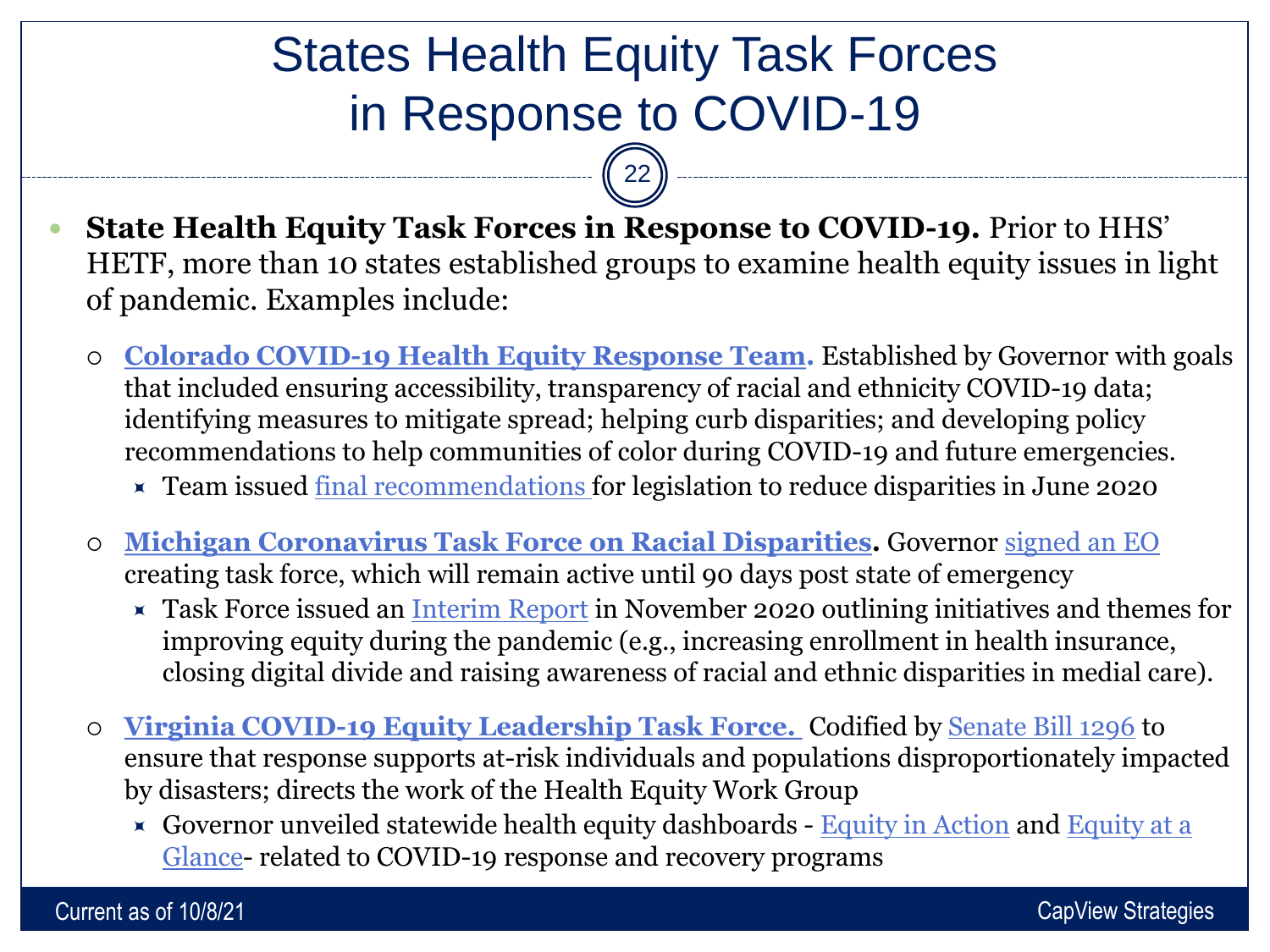# States Health Equity Task Forces in Response to COVID-19

- **State Health Equity Task Forces in Response to COVID-19.** Prior to HHS' HETF, more than 10 states established groups to examine health equity issues in light of pandemic. Examples include:
  - **Colorado COVID-19 Health Equity Response Team.** Established by Governor with goals that included ensuring accessibility, transparency of racial and ethnicity COVID-19 data; identifying measures to mitigate spread; helping curb disparities; and developing policy recommendations to help communities of color during COVID-19 and future emergencies.
    - Team issued final recommendations for legislation to reduce disparities in June 2020
  - **Michigan Coronavirus Task Force on Racial Disparities.** Governor signed an EO creating task force, which will remain active until 90 days post state of emergency
    - Task Force issued an Interim Report in November 2020 outlining initiatives and themes for improving equity during the pandemic (e.g., increasing enrollment in health insurance, closing digital divide and raising awareness of racial and ethnic disparities in medial care).
  - **Virginia COVID-19 Equity Leadership Task Force.** Codified by Senate Bill 1296 to ensure that response supports at-risk individuals and populations disproportionately impacted by disasters; directs the work of the Health Equity Work Group
    - Governor unveiled statewide health equity dashboards - Equity in Action and Equity at a Glance- related to COVID-19 response and recovery programs

Current as of 10/8/21

CapView Strategies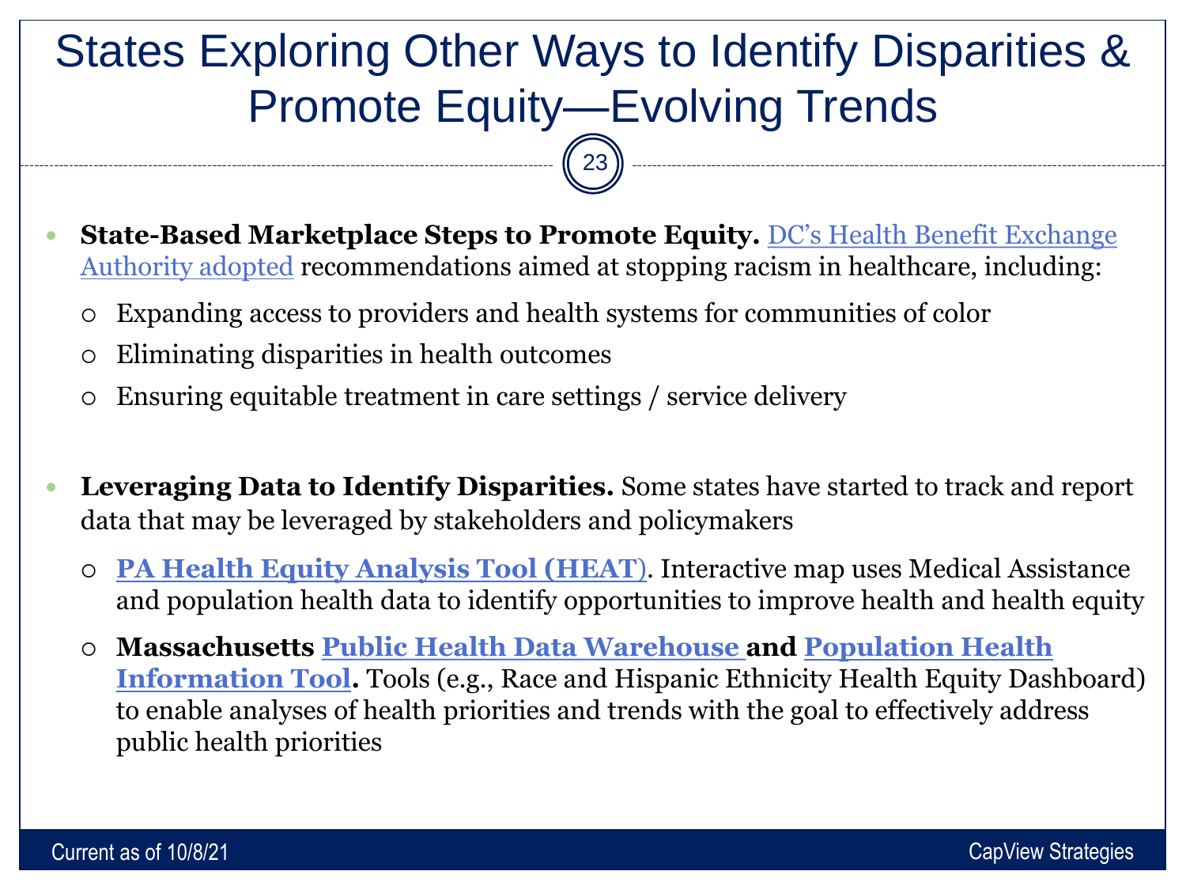# States Exploring Other Ways to Identify Disparities & Promote Equity—Evolving Trends

- **State-Based Marketplace Steps to Promote Equity.** DC's Health Benefit Exchange Authority adopted recommendations aimed at stopping racism in healthcare, including:
  - Expanding access to providers and health systems for communities of color
  - Eliminating disparities in health outcomes
  - Ensuring equitable treatment in care settings / service delivery

- **Leveraging Data to Identify Disparities.** Some states have started to track and report data that may be leveraged by stakeholders and policymakers
  - **PA Health Equity Analysis Tool (HEAT)**. Interactive map uses Medical Assistance and population health data to identify opportunities to improve health and health equity
  - **Massachusetts Public Health Data Warehouse and Population Health Information Tool.** Tools (e.g., Race and Hispanic Ethnicity Health Equity Dashboard) to enable analyses of health priorities and trends with the goal to effectively address public health priorities

Current as of 10/8/21

CapView Strategies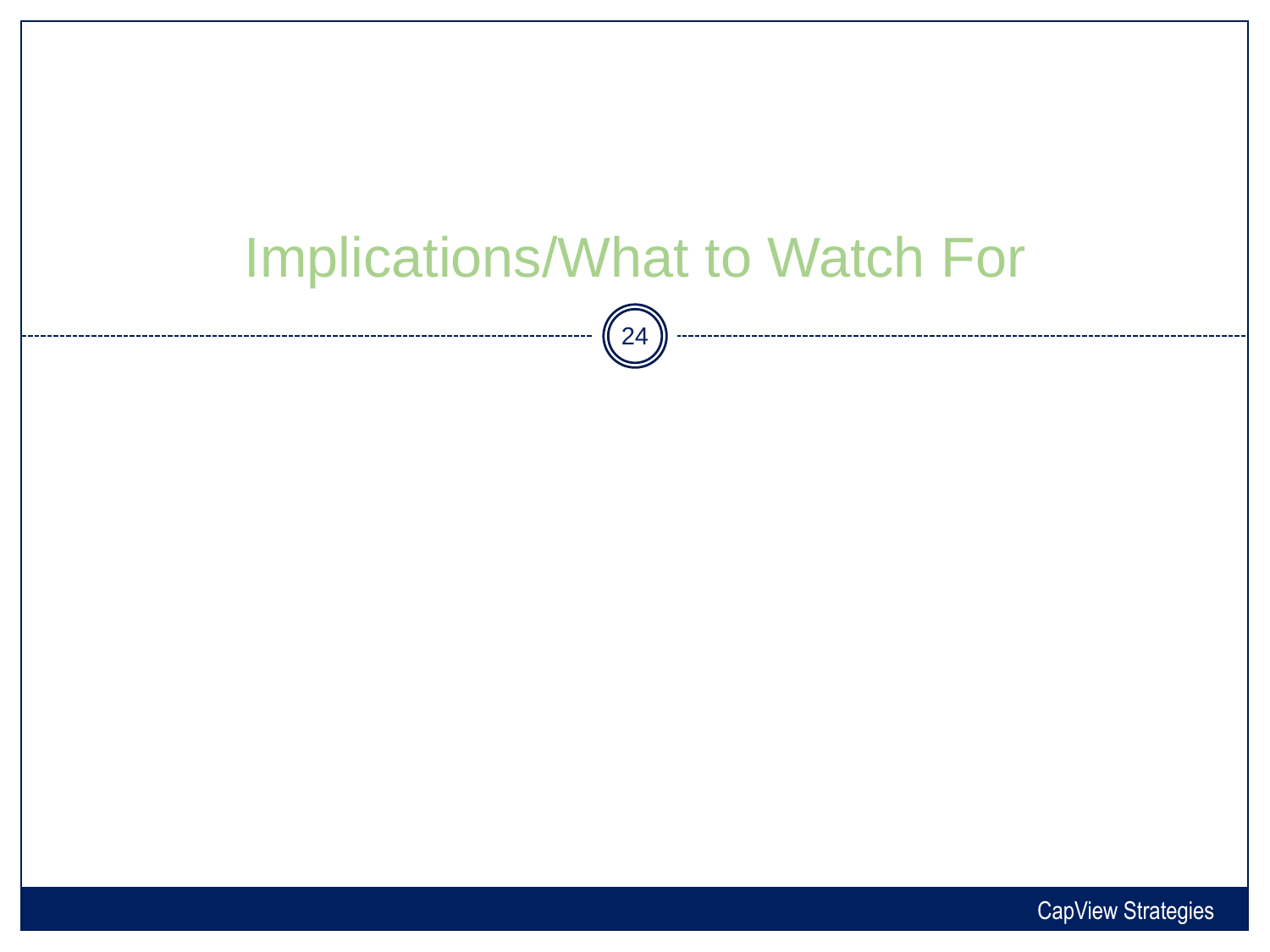# Implications/What to Watch For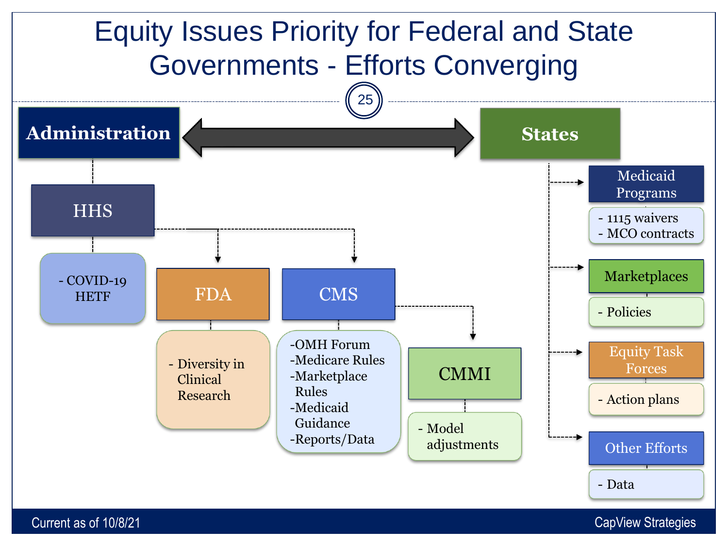# Equity Issues Priority for Federal and State Governments - Efforts Converging

**Administration** ⟷ **States**

## Administration

- **HHS**
  - COVID-19 HETF
  - **FDA**
    - Diversity in Clinical Research
  - **CMS**
    - OMH Forum
    - Medicare Rules
    - Marketplace Rules
    - Medicaid Guidance
    - Reports/Data
    - **CMMI**
      - Model adjustments

## States

- **Medicaid Programs**
  - 1115 waivers
  - MCO contracts
- **Marketplaces**
  - Policies
- **Equity Task Forces**
  - Action plans
- **Other Efforts**
  - Data

Current as of 10/8/21

CapView Strategies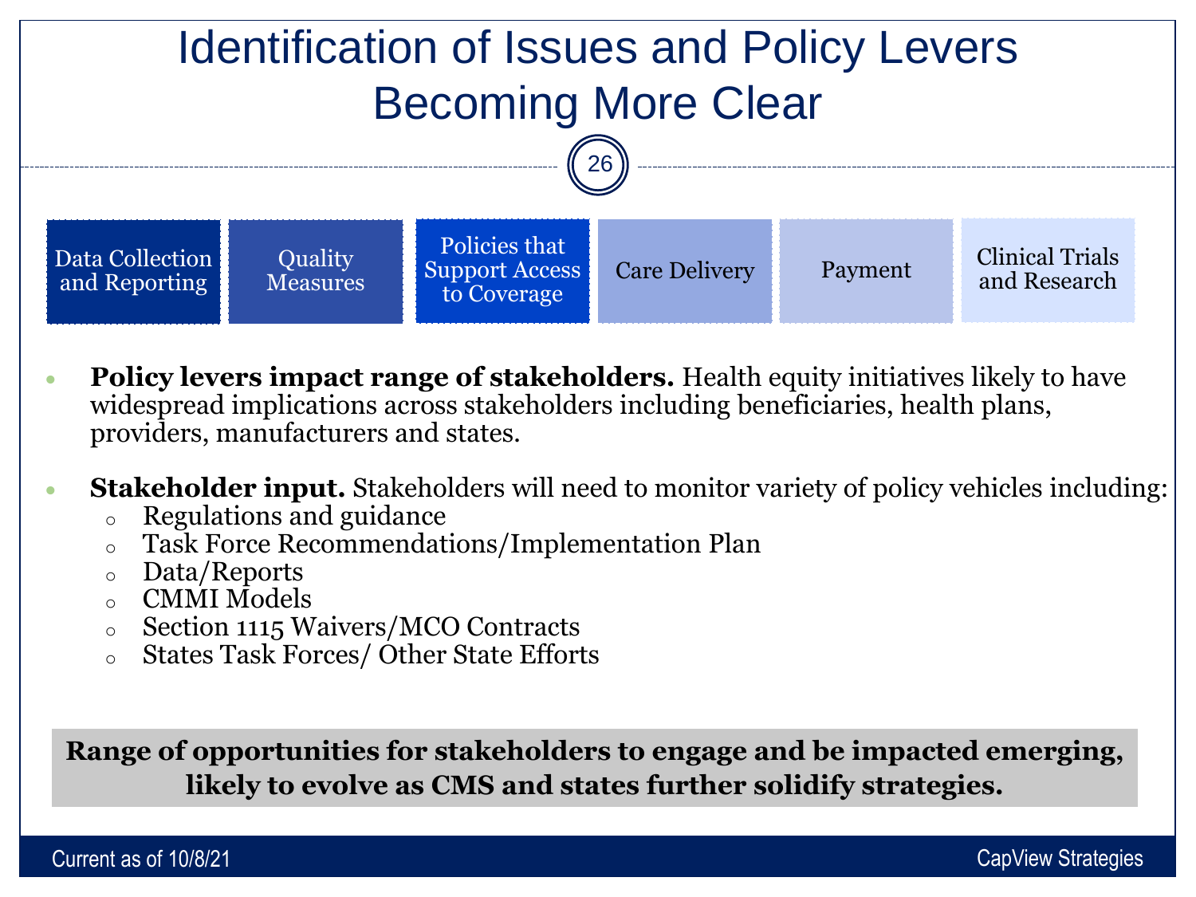# Identification of Issues and Policy Levers Becoming More Clear

Data Collection and Reporting

Quality Measures

Policies that Support Access to Coverage

Care Delivery

Payment

Clinical Trials and Research

- **Policy levers impact range of stakeholders.** Health equity initiatives likely to have widespread implications across stakeholders including beneficiaries, health plans, providers, manufacturers and states.
- **Stakeholder input.** Stakeholders will need to monitor variety of policy vehicles including:
  - Regulations and guidance
  - Task Force Recommendations/Implementation Plan
  - Data/Reports
  - CMMI Models
  - Section 1115 Waivers/MCO Contracts
  - States Task Forces/ Other State Efforts

**Range of opportunities for stakeholders to engage and be impacted emerging, likely to evolve as CMS and states further solidify strategies.**

Current as of 10/8/21

CapView Strategies